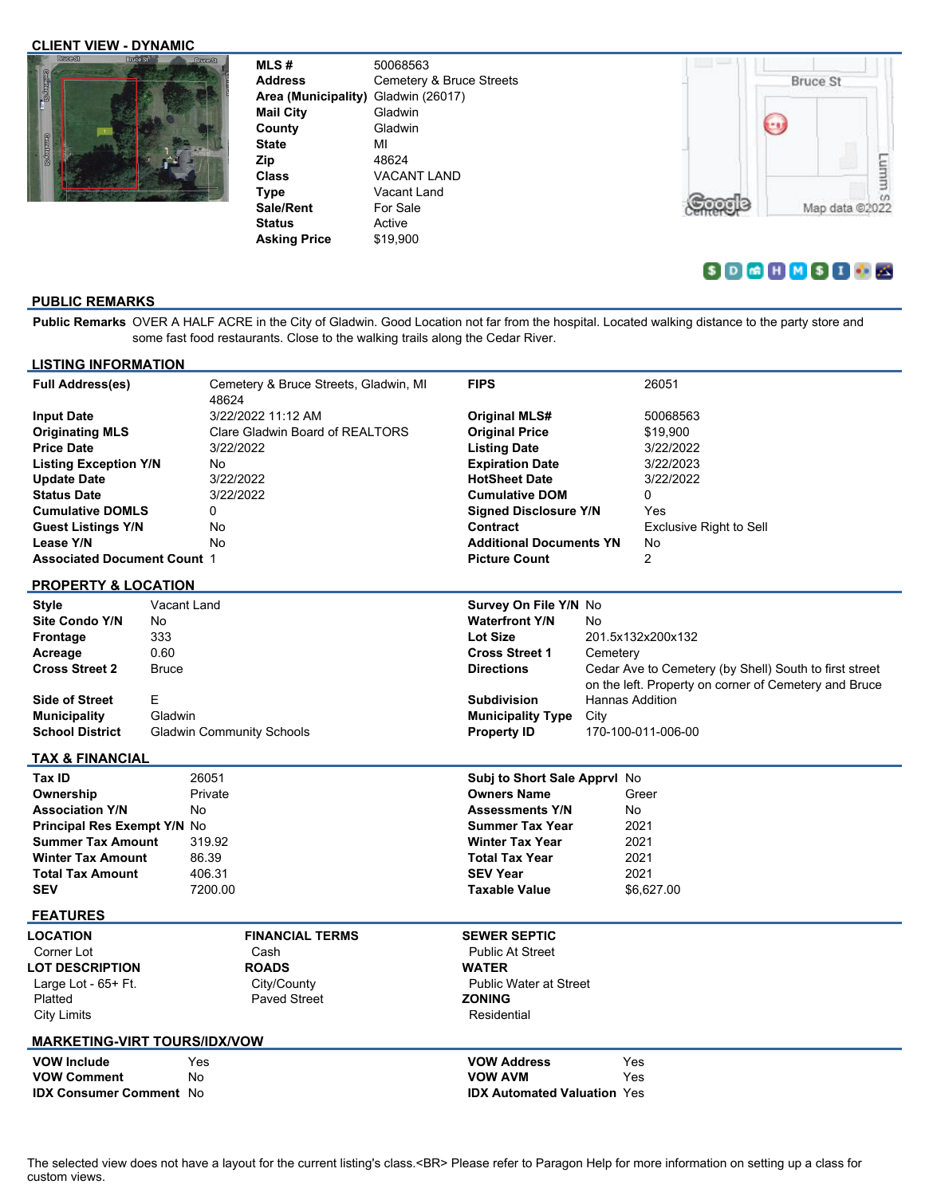## CLIENT VIEW - DYNAMIC

| | |
|---|---|
| **MLS #** | 50068563 |
| **Address** | Cemetery & Bruce Streets |
| **Area (Municipality)** | Gladwin (26017) |
| **Mail City** | Gladwin |
| **County** | Gladwin |
| **State** | MI |
| **Zip** | 48624 |
| **Class** | VACANT LAND |
| **Type** | Vacant Land |
| **Sale/Rent** | For Sale |
| **Status** | Active |
| **Asking Price** | $19,900 |

## PUBLIC REMARKS

**Public Remarks** OVER A HALF ACRE in the City of Gladwin. Good Location not far from the hospital. Located walking distance to the party store and some fast food restaurants. Close to the walking trails along the Cedar River.

## LISTING INFORMATION

| | | | |
|---|---|---|---|
| **Full Address(es)** | Cemetery & Bruce Streets, Gladwin, MI 48624 | **FIPS** | 26051 |
| **Input Date** | 3/22/2022 11:12 AM | **Original MLS#** | 50068563 |
| **Originating MLS** | Clare Gladwin Board of REALTORS | **Original Price** | $19,900 |
| **Price Date** | 3/22/2022 | **Listing Date** | 3/22/2022 |
| **Listing Exception Y/N** | No | **Expiration Date** | 3/22/2023 |
| **Update Date** | 3/22/2022 | **HotSheet Date** | 3/22/2022 |
| **Status Date** | 3/22/2022 | **Cumulative DOM** | 0 |
| **Cumulative DOMLS** | 0 | **Signed Disclosure Y/N** | Yes |
| **Guest Listings Y/N** | No | **Contract** | Exclusive Right to Sell |
| **Lease Y/N** | No | **Additional Documents YN** | No |
| **Associated Document Count** | 1 | **Picture Count** | 2 |

## PROPERTY & LOCATION

| | | | |
|---|---|---|---|
| **Style** | Vacant Land | **Survey On File Y/N** | No |
| **Site Condo Y/N** | No | **Waterfront Y/N** | No |
| **Frontage** | 333 | **Lot Size** | 201.5x132x200x132 |
| **Acreage** | 0.60 | **Cross Street 1** | Cemetery |
| **Cross Street 2** | Bruce | **Directions** | Cedar Ave to Cemetery (by Shell) South to first street on the left. Property on corner of Cemetery and Bruce |
| **Side of Street** | E | **Subdivision** | Hannas Addition |
| **Municipality** | Gladwin | **Municipality Type** | City |
| **School District** | Gladwin Community Schools | **Property ID** | 170-100-011-006-00 |

## TAX & FINANCIAL

| | | | |
|---|---|---|---|
| **Tax ID** | 26051 | **Subj to Short Sale Apprvl** | No |
| **Ownership** | Private | **Owners Name** | Greer |
| **Association Y/N** | No | **Assessments Y/N** | No |
| **Principal Res Exempt Y/N** | No | **Summer Tax Year** | 2021 |
| **Summer Tax Amount** | 319.92 | **Winter Tax Year** | 2021 |
| **Winter Tax Amount** | 86.39 | **Total Tax Year** | 2021 |
| **Total Tax Amount** | 406.31 | **SEV Year** | 2021 |
| **SEV** | 7200.00 | **Taxable Value** | $6,627.00 |

## FEATURES

**LOCATION**
- Corner Lot

**LOT DESCRIPTION**
- Large Lot - 65+ Ft.
- Platted
- City Limits

**FINANCIAL TERMS**
- Cash

**ROADS**
- City/County
- Paved Street

**SEWER SEPTIC**
- Public At Street

**WATER**
- Public Water at Street

**ZONING**
- Residential

## MARKETING-VIRT TOURS/IDX/VOW

| | | | |
|---|---|---|---|
| **VOW Include** | Yes | **VOW Address** | Yes |
| **VOW Comment** | No | **VOW AVM** | Yes |
| **IDX Consumer Comment** | No | **IDX Automated Valuation** | Yes |

The selected view does not have a layout for the current listing's class.<BR> Please refer to Paragon Help for more information on setting up a class for custom views.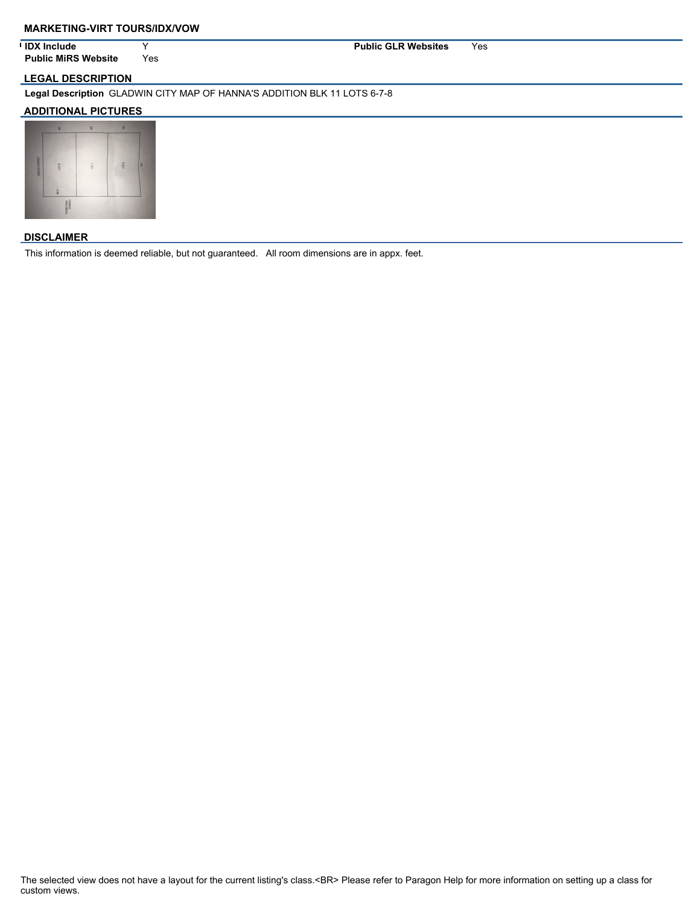## MARKETING-VIRT TOURS/IDX/VOW

| | | | |
|---|---|---|---|
| **IDX Include** | Y | **Public GLR Websites** | Yes |
| **Public MiRS Website** | Yes | | |

## LEGAL DESCRIPTION

**Legal Description** GLADWIN CITY MAP OF HANNA'S ADDITION BLK 11 LOTS 6-7-8

## ADDITIONAL PICTURES

## DISCLAIMER

This information is deemed reliable, but not guaranteed. All room dimensions are in appx. feet.

The selected view does not have a layout for the current listing's class.<BR> Please refer to Paragon Help for more information on setting up a class for custom views.